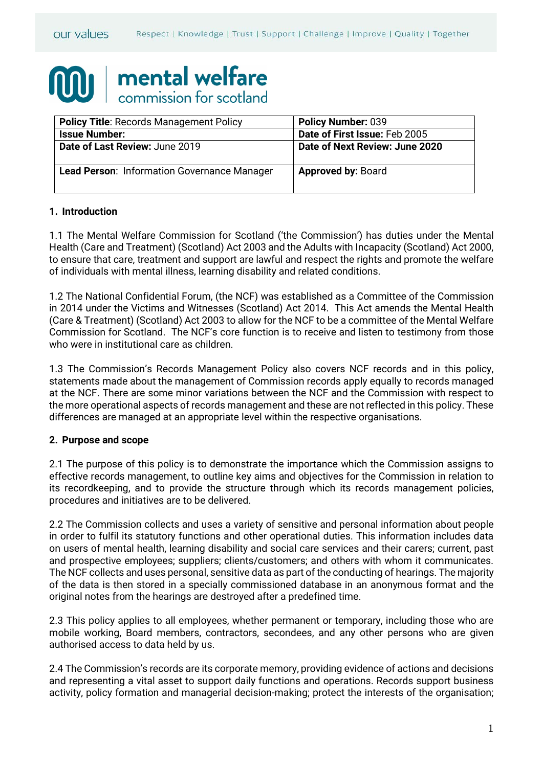our values Respect | Knowledge | Trust | Support | Challenge | Improve | Quality | Together

mental welfare commission for scotland

| **Policy Title**: Records Management Policy | **Policy Number:** 039 |
|---|---|
| **Issue Number:** | **Date of First Issue:** Feb 2005 |
| **Date of Last Review:** June 2019 | **Date of Next Review: June 2020** |
| **Lead Person**: Information Governance Manager | **Approved by:** Board |

## 1. Introduction

1.1 The Mental Welfare Commission for Scotland ('the Commission') has duties under the Mental Health (Care and Treatment) (Scotland) Act 2003 and the Adults with Incapacity (Scotland) Act 2000, to ensure that care, treatment and support are lawful and respect the rights and promote the welfare of individuals with mental illness, learning disability and related conditions.

1.2 The National Confidential Forum, (the NCF) was established as a Committee of the Commission in 2014 under the Victims and Witnesses (Scotland) Act 2014. This Act amends the Mental Health (Care & Treatment) (Scotland) Act 2003 to allow for the NCF to be a committee of the Mental Welfare Commission for Scotland. The NCF's core function is to receive and listen to testimony from those who were in institutional care as children.

1.3 The Commission's Records Management Policy also covers NCF records and in this policy, statements made about the management of Commission records apply equally to records managed at the NCF. There are some minor variations between the NCF and the Commission with respect to the more operational aspects of records management and these are not reflected in this policy. These differences are managed at an appropriate level within the respective organisations.

## 2. Purpose and scope

2.1 The purpose of this policy is to demonstrate the importance which the Commission assigns to effective records management, to outline key aims and objectives for the Commission in relation to its recordkeeping, and to provide the structure through which its records management policies, procedures and initiatives are to be delivered.

2.2 The Commission collects and uses a variety of sensitive and personal information about people in order to fulfil its statutory functions and other operational duties. This information includes data on users of mental health, learning disability and social care services and their carers; current, past and prospective employees; suppliers; clients/customers; and others with whom it communicates. The NCF collects and uses personal, sensitive data as part of the conducting of hearings. The majority of the data is then stored in a specially commissioned database in an anonymous format and the original notes from the hearings are destroyed after a predefined time.

2.3 This policy applies to all employees, whether permanent or temporary, including those who are mobile working, Board members, contractors, secondees, and any other persons who are given authorised access to data held by us.

2.4 The Commission's records are its corporate memory, providing evidence of actions and decisions and representing a vital asset to support daily functions and operations. Records support business activity, policy formation and managerial decision-making; protect the interests of the organisation;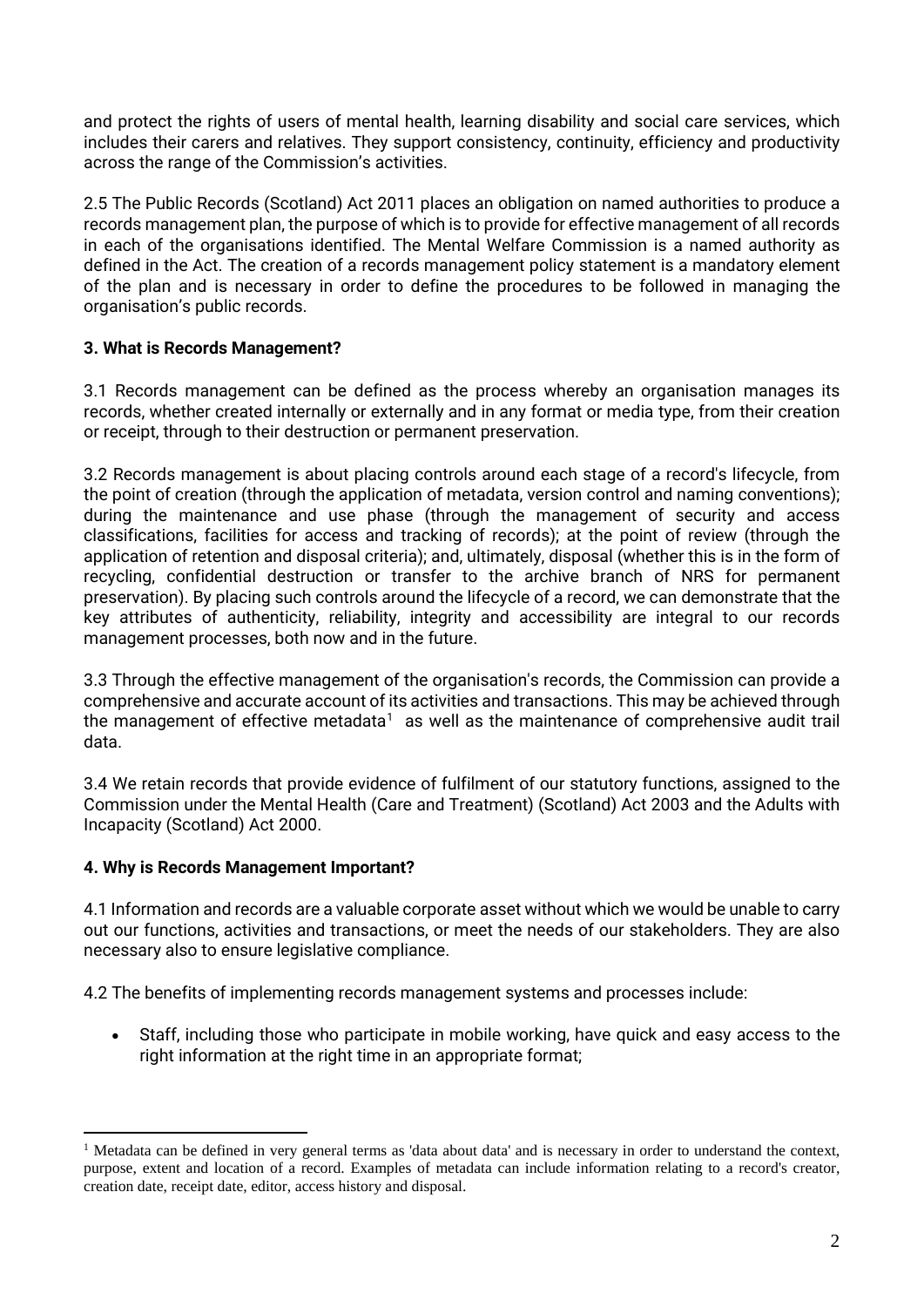and protect the rights of users of mental health, learning disability and social care services, which includes their carers and relatives. They support consistency, continuity, efficiency and productivity across the range of the Commission's activities.

2.5 The Public Records (Scotland) Act 2011 places an obligation on named authorities to produce a records management plan, the purpose of which is to provide for effective management of all records in each of the organisations identified. The Mental Welfare Commission is a named authority as defined in the Act. The creation of a records management policy statement is a mandatory element of the plan and is necessary in order to define the procedures to be followed in managing the organisation's public records.

### 3. What is Records Management?

3.1 Records management can be defined as the process whereby an organisation manages its records, whether created internally or externally and in any format or media type, from their creation or receipt, through to their destruction or permanent preservation.

3.2 Records management is about placing controls around each stage of a record's lifecycle, from the point of creation (through the application of metadata, version control and naming conventions); during the maintenance and use phase (through the management of security and access classifications, facilities for access and tracking of records); at the point of review (through the application of retention and disposal criteria); and, ultimately, disposal (whether this is in the form of recycling, confidential destruction or transfer to the archive branch of NRS for permanent preservation). By placing such controls around the lifecycle of a record, we can demonstrate that the key attributes of authenticity, reliability, integrity and accessibility are integral to our records management processes, both now and in the future.

3.3 Through the effective management of the organisation's records, the Commission can provide a comprehensive and accurate account of its activities and transactions. This may be achieved through the management of effective metadata[1] as well as the maintenance of comprehensive audit trail data.

3.4 We retain records that provide evidence of fulfilment of our statutory functions, assigned to the Commission under the Mental Health (Care and Treatment) (Scotland) Act 2003 and the Adults with Incapacity (Scotland) Act 2000.

### 4. Why is Records Management Important?

4.1 Information and records are a valuable corporate asset without which we would be unable to carry out our functions, activities and transactions, or meet the needs of our stakeholders. They are also necessary also to ensure legislative compliance.

4.2 The benefits of implementing records management systems and processes include:

- Staff, including those who participate in mobile working, have quick and easy access to the right information at the right time in an appropriate format;

---

[1] Metadata can be defined in very general terms as 'data about data' and is necessary in order to understand the context, purpose, extent and location of a record. Examples of metadata can include information relating to a record's creator, creation date, receipt date, editor, access history and disposal.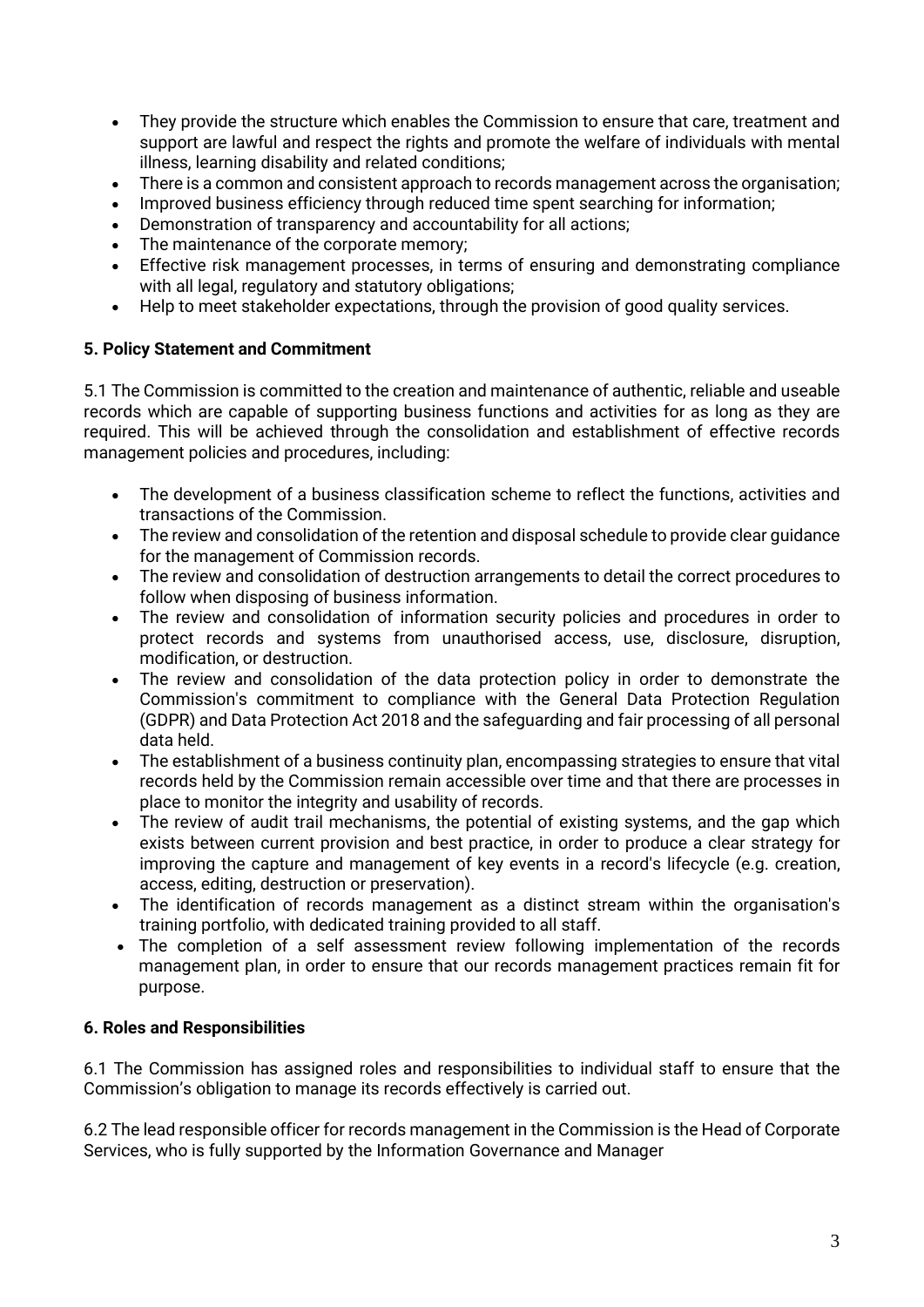- They provide the structure which enables the Commission to ensure that care, treatment and support are lawful and respect the rights and promote the welfare of individuals with mental illness, learning disability and related conditions;
- There is a common and consistent approach to records management across the organisation;
- Improved business efficiency through reduced time spent searching for information;
- Demonstration of transparency and accountability for all actions;
- The maintenance of the corporate memory;
- Effective risk management processes, in terms of ensuring and demonstrating compliance with all legal, regulatory and statutory obligations;
- Help to meet stakeholder expectations, through the provision of good quality services.

**5. Policy Statement and Commitment**

5.1 The Commission is committed to the creation and maintenance of authentic, reliable and useable records which are capable of supporting business functions and activities for as long as they are required. This will be achieved through the consolidation and establishment of effective records management policies and procedures, including:

- The development of a business classification scheme to reflect the functions, activities and transactions of the Commission.
- The review and consolidation of the retention and disposal schedule to provide clear guidance for the management of Commission records.
- The review and consolidation of destruction arrangements to detail the correct procedures to follow when disposing of business information.
- The review and consolidation of information security policies and procedures in order to protect records and systems from unauthorised access, use, disclosure, disruption, modification, or destruction.
- The review and consolidation of the data protection policy in order to demonstrate the Commission's commitment to compliance with the General Data Protection Regulation (GDPR) and Data Protection Act 2018 and the safeguarding and fair processing of all personal data held.
- The establishment of a business continuity plan, encompassing strategies to ensure that vital records held by the Commission remain accessible over time and that there are processes in place to monitor the integrity and usability of records.
- The review of audit trail mechanisms, the potential of existing systems, and the gap which exists between current provision and best practice, in order to produce a clear strategy for improving the capture and management of key events in a record's lifecycle (e.g. creation, access, editing, destruction or preservation).
- The identification of records management as a distinct stream within the organisation's training portfolio, with dedicated training provided to all staff.
- The completion of a self assessment review following implementation of the records management plan, in order to ensure that our records management practices remain fit for purpose.

**6. Roles and Responsibilities**

6.1 The Commission has assigned roles and responsibilities to individual staff to ensure that the Commission's obligation to manage its records effectively is carried out.

6.2 The lead responsible officer for records management in the Commission is the Head of Corporate Services, who is fully supported by the Information Governance and Manager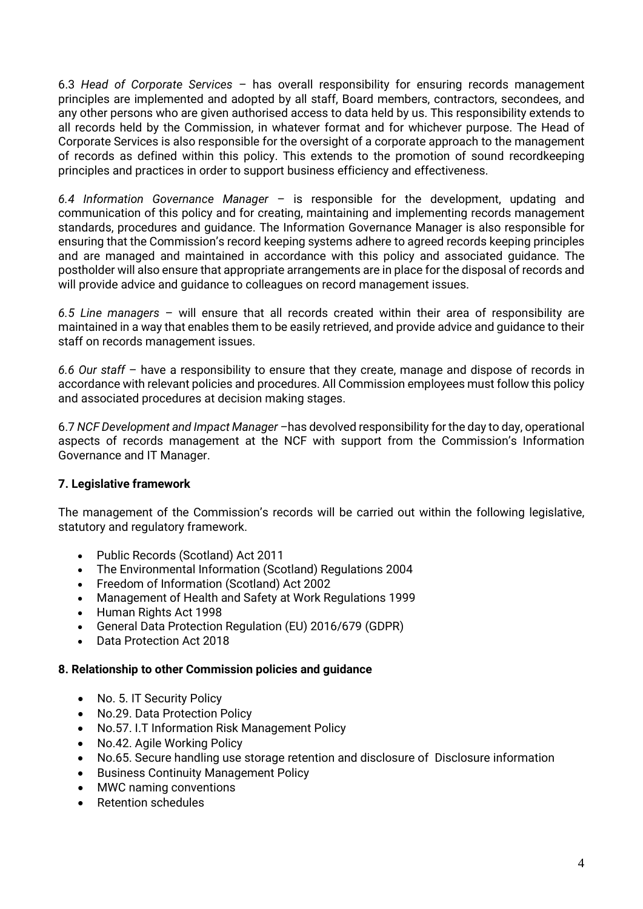6.3 *Head of Corporate Services* – has overall responsibility for ensuring records management principles are implemented and adopted by all staff, Board members, contractors, secondees, and any other persons who are given authorised access to data held by us. This responsibility extends to all records held by the Commission, in whatever format and for whichever purpose. The Head of Corporate Services is also responsible for the oversight of a corporate approach to the management of records as defined within this policy. This extends to the promotion of sound recordkeeping principles and practices in order to support business efficiency and effectiveness.

*6.4 Information Governance Manager* – is responsible for the development, updating and communication of this policy and for creating, maintaining and implementing records management standards, procedures and guidance. The Information Governance Manager is also responsible for ensuring that the Commission's record keeping systems adhere to agreed records keeping principles and are managed and maintained in accordance with this policy and associated guidance. The postholder will also ensure that appropriate arrangements are in place for the disposal of records and will provide advice and guidance to colleagues on record management issues.

*6.5 Line managers* – will ensure that all records created within their area of responsibility are maintained in a way that enables them to be easily retrieved, and provide advice and guidance to their staff on records management issues.

*6.6 Our staff* – have a responsibility to ensure that they create, manage and dispose of records in accordance with relevant policies and procedures. All Commission employees must follow this policy and associated procedures at decision making stages.

6.7 *NCF Development and Impact Manager* –has devolved responsibility for the day to day, operational aspects of records management at the NCF with support from the Commission's Information Governance and IT Manager.

**7. Legislative framework**

The management of the Commission's records will be carried out within the following legislative, statutory and regulatory framework.

- Public Records (Scotland) Act 2011
- The Environmental Information (Scotland) Regulations 2004
- Freedom of Information (Scotland) Act 2002
- Management of Health and Safety at Work Regulations 1999
- Human Rights Act 1998
- General Data Protection Regulation (EU) 2016/679 (GDPR)
- Data Protection Act 2018

**8. Relationship to other Commission policies and guidance**

- No. 5. IT Security Policy
- No.29. Data Protection Policy
- No.57. I.T Information Risk Management Policy
- No.42. Agile Working Policy
- No.65. Secure handling use storage retention and disclosure of Disclosure information
- Business Continuity Management Policy
- MWC naming conventions
- Retention schedules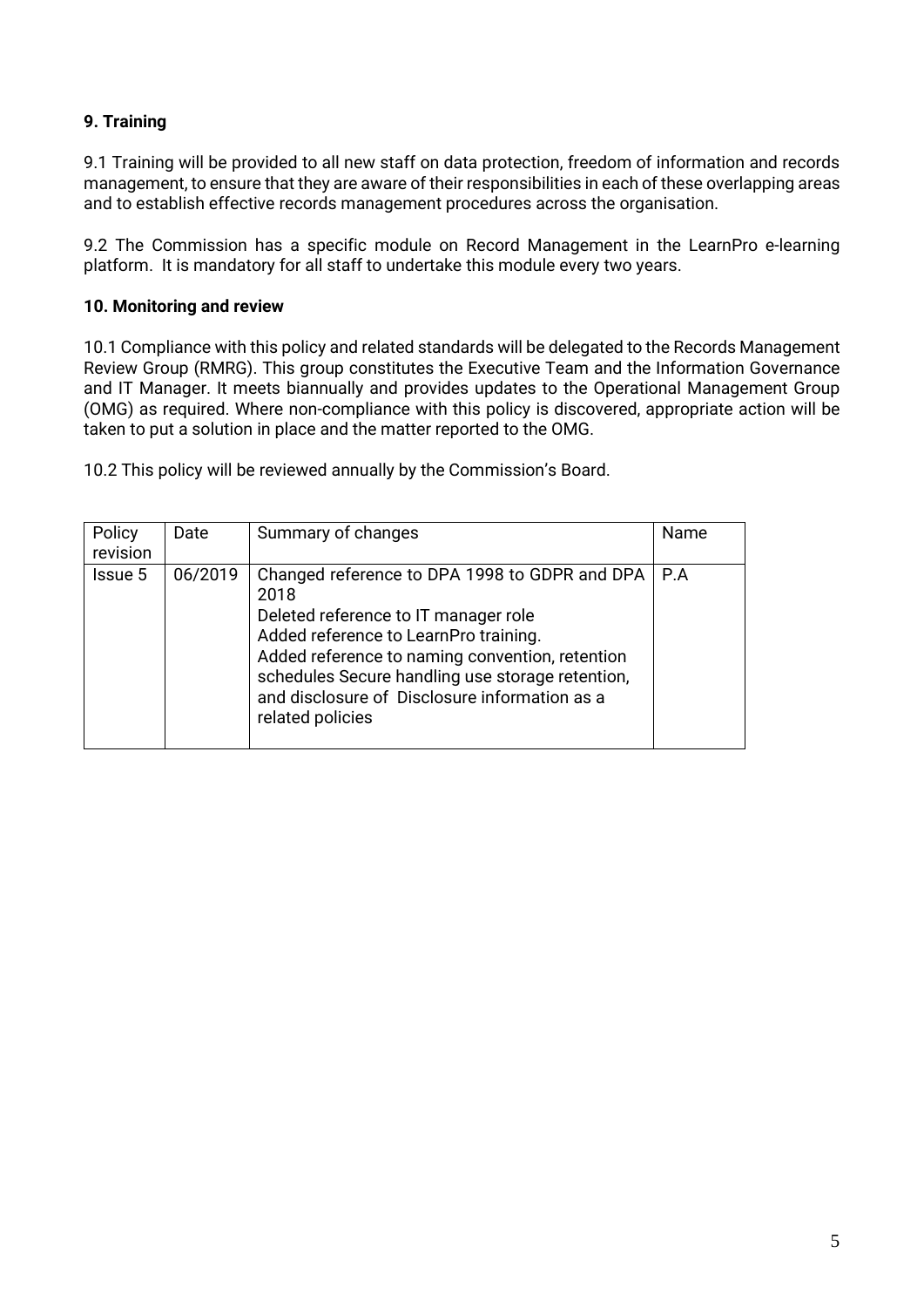## 9. Training

9.1 Training will be provided to all new staff on data protection, freedom of information and records management, to ensure that they are aware of their responsibilities in each of these overlapping areas and to establish effective records management procedures across the organisation.

9.2 The Commission has a specific module on Record Management in the LearnPro e-learning platform. It is mandatory for all staff to undertake this module every two years.

## 10. Monitoring and review

10.1 Compliance with this policy and related standards will be delegated to the Records Management Review Group (RMRG). This group constitutes the Executive Team and the Information Governance and IT Manager. It meets biannually and provides updates to the Operational Management Group (OMG) as required. Where non-compliance with this policy is discovered, appropriate action will be taken to put a solution in place and the matter reported to the OMG.

10.2 This policy will be reviewed annually by the Commission's Board.

| Policy revision | Date | Summary of changes | Name |
|---|---|---|---|
| Issue 5 | 06/2019 | Changed reference to DPA 1998 to GDPR and DPA 2018<br>Deleted reference to IT manager role<br>Added reference to LearnPro training.<br>Added reference to naming convention, retention schedules Secure handling use storage retention, and disclosure of Disclosure information as a related policies | P.A |